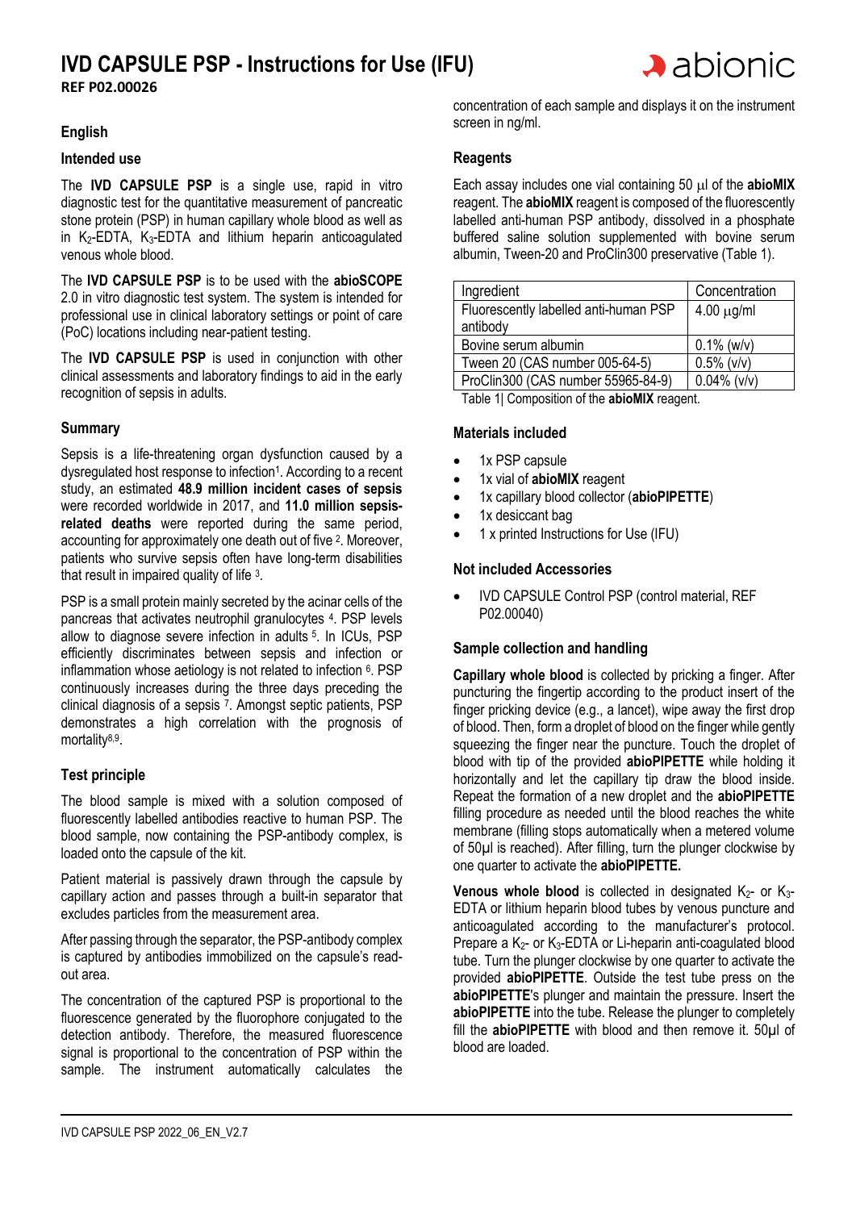# IVD CAPSULE PSP - Instructions for Use (IFU)

**REF P02.00026**

## English

### Intended use

The **IVD CAPSULE PSP** is a single use, rapid in vitro diagnostic test for the quantitative measurement of pancreatic stone protein (PSP) in human capillary whole blood as well as in $K_2$-EDTA, $K_3$-EDTA and lithium heparin anticoagulated venous whole blood.

The **IVD CAPSULE PSP** is to be used with the **abioSCOPE** 2.0 in vitro diagnostic test system. The system is intended for professional use in clinical laboratory settings or point of care (PoC) locations including near-patient testing.

The **IVD CAPSULE PSP** is used in conjunction with other clinical assessments and laboratory findings to aid in the early recognition of sepsis in adults.

### Summary

Sepsis is a life-threatening organ dysfunction caused by a dysregulated host response to infection[1]. According to a recent study, an estimated **48.9 million incident cases of sepsis** were recorded worldwide in 2017, and **11.0 million sepsis-related deaths** were reported during the same period, accounting for approximately one death out of five [2]. Moreover, patients who survive sepsis often have long-term disabilities that result in impaired quality of life [3].

PSP is a small protein mainly secreted by the acinar cells of the pancreas that activates neutrophil granulocytes [4]. PSP levels allow to diagnose severe infection in adults [5]. In ICUs, PSP efficiently discriminates between sepsis and infection or inflammation whose aetiology is not related to infection [6]. PSP continuously increases during the three days preceding the clinical diagnosis of a sepsis [7]. Amongst septic patients, PSP demonstrates a high correlation with the prognosis of mortality[8,9].

### Test principle

The blood sample is mixed with a solution composed of fluorescently labelled antibodies reactive to human PSP. The blood sample, now containing the PSP-antibody complex, is loaded onto the capsule of the kit.

Patient material is passively drawn through the capsule by capillary action and passes through a built-in separator that excludes particles from the measurement area.

After passing through the separator, the PSP-antibody complex is captured by antibodies immobilized on the capsule's read-out area.

The concentration of the captured PSP is proportional to the fluorescence generated by the fluorophore conjugated to the detection antibody. Therefore, the measured fluorescence signal is proportional to the concentration of PSP within the sample. The instrument automatically calculates the concentration of each sample and displays it on the instrument screen in ng/ml.

### Reagents

Each assay includes one vial containing 50 µl of the **abioMIX** reagent. The **abioMIX** reagent is composed of the fluorescently labelled anti-human PSP antibody, dissolved in a phosphate buffered saline solution supplemented with bovine serum albumin, Tween-20 and ProClin300 preservative (Table 1).

| Ingredient | Concentration |
|---|---|
| Fluorescently labelled anti-human PSP antibody | 4.00 µg/ml |
| Bovine serum albumin | 0.1% (w/v) |
| Tween 20 (CAS number 005-64-5) | 0.5% (v/v) |
| ProClin300 (CAS number 55965-84-9) | 0.04% (v/v) |

Table 1| Composition of the **abioMIX** reagent.

### Materials included

- 1x PSP capsule
- 1x vial of **abioMIX** reagent
- 1x capillary blood collector (**abioPIPETTE**)
- 1x desiccant bag
- 1 x printed Instructions for Use (IFU)

### Not included Accessories

- IVD CAPSULE Control PSP (control material, REF P02.00040)

### Sample collection and handling

**Capillary whole blood** is collected by pricking a finger. After puncturing the fingertip according to the product insert of the finger pricking device (e.g., a lancet), wipe away the first drop of blood. Then, form a droplet of blood on the finger while gently squeezing the finger near the puncture. Touch the droplet of blood with tip of the provided **abioPIPETTE** while holding it horizontally and let the capillary tip draw the blood inside. Repeat the formation of a new droplet and the **abioPIPETTE** filling procedure as needed until the blood reaches the white membrane (filling stops automatically when a metered volume of 50µl is reached). After filling, turn the plunger clockwise by one quarter to activate the **abioPIPETTE.**

**Venous whole blood** is collected in designated $K_2$- or $K_3$-EDTA or lithium heparin blood tubes by venous puncture and anticoagulated according to the manufacturer's protocol. Prepare a $K_2$- or $K_3$-EDTA or Li-heparin anti-coagulated blood tube. Turn the plunger clockwise by one quarter to activate the provided **abioPIPETTE**. Outside the test tube press on the **abioPIPETTE**'s plunger and maintain the pressure. Insert the **abioPIPETTE** into the tube. Release the plunger to completely fill the **abioPIPETTE** with blood and then remove it. 50µl of blood are loaded.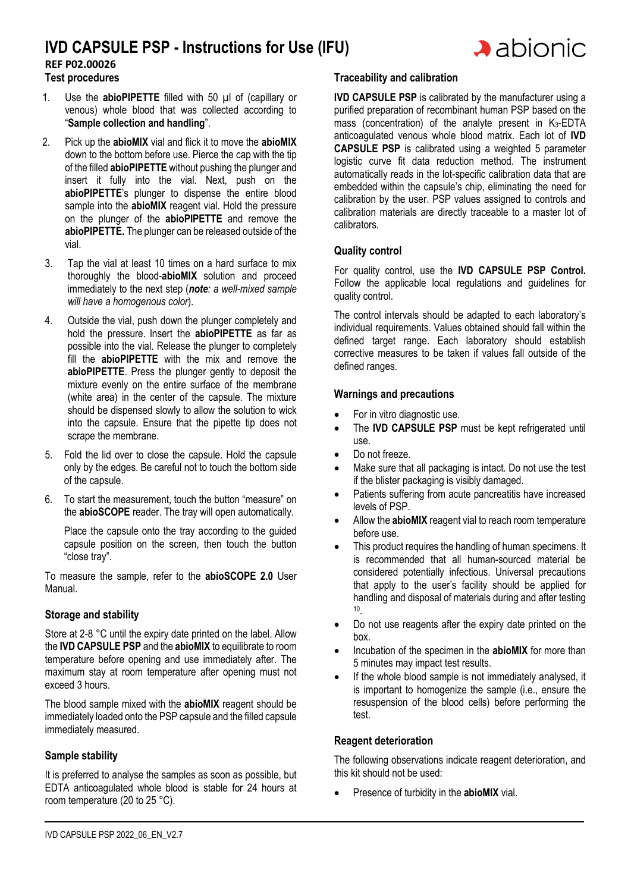# IVD CAPSULE PSP - Instructions for Use (IFU)

**REF P02.00026**

### Test procedures

1. Use the **abioPIPETTE** filled with 50 µl of (capillary or venous) whole blood that was collected according to "**Sample collection and handling**".
2. Pick up the **abioMIX** vial and flick it to move the **abioMIX** down to the bottom before use. Pierce the cap with the tip of the filled **abioPIPETTE** without pushing the plunger and insert it fully into the vial. Next, push on the **abioPIPETTE**'s plunger to dispense the entire blood sample into the **abioMIX** reagent vial. Hold the pressure on the plunger of the **abioPIPETTE** and remove the **abioPIPETTE.** The plunger can be released outside of the vial.
3. Tap the vial at least 10 times on a hard surface to mix thoroughly the blood-**abioMIX** solution and proceed immediately to the next step (***note****: a well-mixed sample will have a homogenous color*).
4. Outside the vial, push down the plunger completely and hold the pressure. Insert the **abioPIPETTE** as far as possible into the vial. Release the plunger to completely fill the **abioPIPETTE** with the mix and remove the **abioPIPETTE**. Press the plunger gently to deposit the mixture evenly on the entire surface of the membrane (white area) in the center of the capsule. The mixture should be dispensed slowly to allow the solution to wick into the capsule. Ensure that the pipette tip does not scrape the membrane.
5. Fold the lid over to close the capsule. Hold the capsule only by the edges. Be careful not to touch the bottom side of the capsule.
6. To start the measurement, touch the button "measure" on the **abioSCOPE** reader. The tray will open automatically.

   Place the capsule onto the tray according to the guided capsule position on the screen, then touch the button "close tray".

To measure the sample, refer to the **abioSCOPE 2.0** User Manual.

### Storage and stability

Store at 2-8 °C until the expiry date printed on the label. Allow the **IVD CAPSULE PSP** and the **abioMIX** to equilibrate to room temperature before opening and use immediately after. The maximum stay at room temperature after opening must not exceed 3 hours.

The blood sample mixed with the **abioMIX** reagent should be immediately loaded onto the PSP capsule and the filled capsule immediately measured.

### Sample stability

It is preferred to analyse the samples as soon as possible, but EDTA anticoagulated whole blood is stable for 24 hours at room temperature (20 to 25 °C).

### Traceability and calibration

**IVD CAPSULE PSP** is calibrated by the manufacturer using a purified preparation of recombinant human PSP based on the mass (concentration) of the analyte present in $K_3$-EDTA anticoagulated venous whole blood matrix. Each lot of **IVD CAPSULE PSP** is calibrated using a weighted 5 parameter logistic curve fit data reduction method. The instrument automatically reads in the lot-specific calibration data that are embedded within the capsule's chip, eliminating the need for calibration by the user. PSP values assigned to controls and calibration materials are directly traceable to a master lot of calibrators.

### Quality control

For quality control, use the **IVD CAPSULE PSP Control.** Follow the applicable local regulations and guidelines for quality control.

The control intervals should be adapted to each laboratory's individual requirements. Values obtained should fall within the defined target range. Each laboratory should establish corrective measures to be taken if values fall outside of the defined ranges.

### Warnings and precautions

- For in vitro diagnostic use.
- The **IVD CAPSULE PSP** must be kept refrigerated until use.
- Do not freeze.
- Make sure that all packaging is intact. Do not use the test if the blister packaging is visibly damaged.
- Patients suffering from acute pancreatitis have increased levels of PSP.
- Allow the **abioMIX** reagent vial to reach room temperature before use.
- This product requires the handling of human specimens. It is recommended that all human-sourced material be considered potentially infectious. Universal precautions that apply to the user's facility should be applied for handling and disposal of materials during and after testing [10].
- Do not use reagents after the expiry date printed on the box.
- Incubation of the specimen in the **abioMIX** for more than 5 minutes may impact test results.
- If the whole blood sample is not immediately analysed, it is important to homogenize the sample (i.e., ensure the resuspension of the blood cells) before performing the test.

### Reagent deterioration

The following observations indicate reagent deterioration, and this kit should not be used:

- Presence of turbidity in the **abioMIX** vial.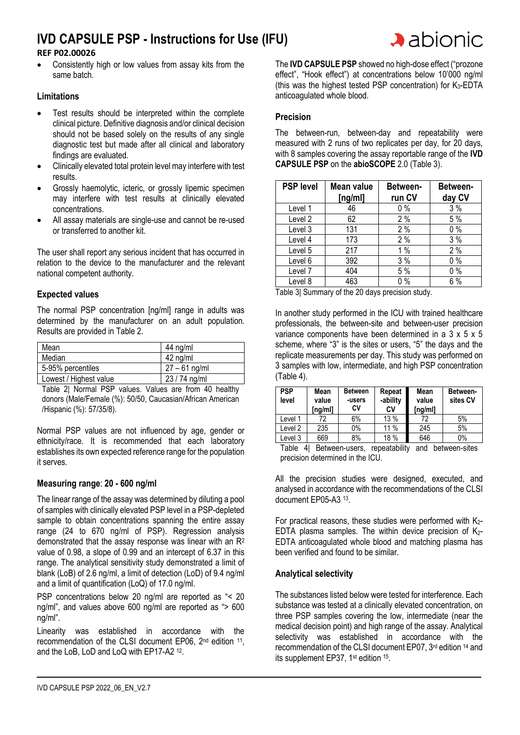- Consistently high or low values from assay kits from the same batch.

### Limitations

- Test results should be interpreted within the complete clinical picture. Definitive diagnosis and/or clinical decision should not be based solely on the results of any single diagnostic test but made after all clinical and laboratory findings are evaluated.
- Clinically elevated total protein level may interfere with test results.
- Grossly haemolytic, icteric, or grossly lipemic specimen may interfere with test results at clinically elevated concentrations.
- All assay materials are single-use and cannot be re-used or transferred to another kit.

The user shall report any serious incident that has occurred in relation to the device to the manufacturer and the relevant national competent authority.

### Expected values

The normal PSP concentration [ng/ml] range in adults was determined by the manufacturer on an adult population. Results are provided in Table 2.

| Mean | 44 ng/ml |
|---|---|
| Median | 42 ng/ml |
| 5-95% percentiles | 27 – 61 ng/ml |
| Lowest / Highest value | 23 / 74 ng/ml |

Table 2| Normal PSP values. Values are from 40 healthy donors (Male/Female (%): 50/50, Caucasian/African American /Hispanic (%): 57/35/8).

Normal PSP values are not influenced by age, gender or ethnicity/race. It is recommended that each laboratory establishes its own expected reference range for the population it serves.

### Measuring range: 20 - 600 ng/ml

The linear range of the assay was determined by diluting a pool of samples with clinically elevated PSP level in a PSP-depleted sample to obtain concentrations spanning the entire assay range (24 to 670 ng/ml of PSP). Regression analysis demonstrated that the assay response was linear with an $R^2$ value of 0.98, a slope of 0.99 and an intercept of 6.37 in this range. The analytical sensitivity study demonstrated a limit of blank (LoB) of 2.6 ng/ml, a limit of detection (LoD) of 9.4 ng/ml and a limit of quantification (LoQ) of 17.0 ng/ml.

PSP concentrations below 20 ng/ml are reported as "< 20 ng/ml", and values above 600 ng/ml are reported as "> 600 ng/ml".

Linearity was established in accordance with the recommendation of the CLSI document EP06, 2nd edition [11], and the LoB, LoD and LoQ with EP17-A2 [12].

The **IVD CAPSULE PSP** showed no high-dose effect ("prozone effect", "Hook effect") at concentrations below 10'000 ng/ml (this was the highest tested PSP concentration) for $K_3$-EDTA anticoagulated whole blood.

### Precision

The between-run, between-day and repeatability were measured with 2 runs of two replicates per day, for 20 days, with 8 samples covering the assay reportable range of the **IVD CAPSULE PSP** on the **abioSCOPE** 2.0 (Table 3).

| PSP level | Mean value [ng/ml] | Between-run CV | Between-day CV |
|---|---|---|---|
| Level 1 | 46 | 0 % | 3 % |
| Level 2 | 62 | 2 % | 5 % |
| Level 3 | 131 | 2 % | 0 % |
| Level 4 | 173 | 2 % | 3 % |
| Level 5 | 217 | 1 % | 2 % |
| Level 6 | 392 | 3 % | 0 % |
| Level 7 | 404 | 5 % | 0 % |
| Level 8 | 463 | 0 % | 6 % |

Table 3| Summary of the 20 days precision study.

In another study performed in the ICU with trained healthcare professionals, the between-site and between-user precision variance components have been determined in a 3 x 5 x 5 scheme, where "3" is the sites or users, "5" the days and the replicate measurements per day. This study was performed on 3 samples with low, intermediate, and high PSP concentration (Table 4).

| PSP level | Mean value [ng/ml] | Between-users CV | Repeat-ability CV | Mean value [ng/ml] | Between-sites CV |
|---|---|---|---|---|---|
| Level 1 | 72 | 6% | 13 % | 72 | 5% |
| Level 2 | 235 | 0% | 11 % | 245 | 5% |
| Level 3 | 669 | 8% | 18 % | 646 | 0% |

Table 4| Between-users, repeatability and between-sites precision determined in the ICU.

All the precision studies were designed, executed, and analysed in accordance with the recommendations of the CLSI document EP05-A3 [13].

For practical reasons, these studies were performed with $K_2$-EDTA plasma samples. The within device precision of $K_2$-EDTA anticoagulated whole blood and matching plasma has been verified and found to be similar.

### Analytical selectivity

The substances listed below were tested for interference. Each substance was tested at a clinically elevated concentration, on three PSP samples covering the low, intermediate (near the medical decision point) and high range of the assay. Analytical selectivity was established in accordance with the recommendation of the CLSI document EP07, 3rd edition [14] and its supplement EP37, 1st edition [15].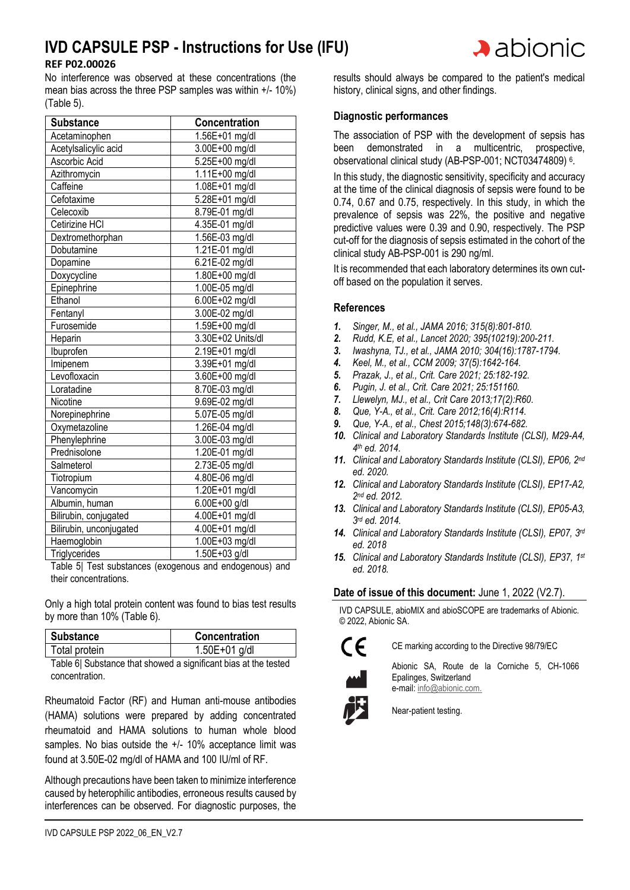No interference was observed at these concentrations (the mean bias across the three PSP samples was within +/- 10%) (Table 5).

| Substance | Concentration |
|---|---|
| Acetaminophen | 1.56E+01 mg/dl |
| Acetylsalicylic acid | 3.00E+00 mg/dl |
| Ascorbic Acid | 5.25E+00 mg/dl |
| Azithromycin | 1.11E+00 mg/dl |
| Caffeine | 1.08E+01 mg/dl |
| Cefotaxime | 5.28E+01 mg/dl |
| Celecoxib | 8.79E-01 mg/dl |
| Cetirizine HCl | 4.35E-01 mg/dl |
| Dextromethorphan | 1.56E-03 mg/dl |
| Dobutamine | 1.21E-01 mg/dl |
| Dopamine | 6.21E-02 mg/dl |
| Doxycycline | 1.80E+00 mg/dl |
| Epinephrine | 1.00E-05 mg/dl |
| Ethanol | 6.00E+02 mg/dl |
| Fentanyl | 3.00E-02 mg/dl |
| Furosemide | 1.59E+00 mg/dl |
| Heparin | 3.30E+02 Units/dl |
| Ibuprofen | 2.19E+01 mg/dl |
| Imipenem | 3.39E+01 mg/dl |
| Levofloxacin | 3.60E+00 mg/dl |
| Loratadine | 8.70E-03 mg/dl |
| Nicotine | 9.69E-02 mg/dl |
| Norepinephrine | 5.07E-05 mg/dl |
| Oxymetazoline | 1.26E-04 mg/dl |
| Phenylephrine | 3.00E-03 mg/dl |
| Prednisolone | 1.20E-01 mg/dl |
| Salmeterol | 2.73E-05 mg/dl |
| Tiotropium | 4.80E-06 mg/dl |
| Vancomycin | 1.20E+01 mg/dl |
| Albumin, human | 6.00E+00 g/dl |
| Bilirubin, conjugated | 4.00E+01 mg/dl |
| Bilirubin, unconjugated | 4.00E+01 mg/dl |
| Haemoglobin | 1.00E+03 mg/dl |
| Triglycerides | 1.50E+03 g/dl |

Table 5| Test substances (exogenous and endogenous) and their concentrations.

Only a high total protein content was found to bias test results by more than 10% (Table 6).

| Substance | Concentration |
|---|---|
| Total protein | 1.50E+01 g/dl |

Table 6| Substance that showed a significant bias at the tested concentration.

Rheumatoid Factor (RF) and Human anti-mouse antibodies (HAMA) solutions were prepared by adding concentrated rheumatoid and HAMA solutions to human whole blood samples. No bias outside the +/- 10% acceptance limit was found at 3.50E-02 mg/dl of HAMA and 100 IU/ml of RF.

Although precautions have been taken to minimize interference caused by heterophilic antibodies, erroneous results caused by interferences can be observed. For diagnostic purposes, the results should always be compared to the patient's medical history, clinical signs, and other findings.

### Diagnostic performances

The association of PSP with the development of sepsis has been demonstrated in a multicentric, prospective, observational clinical study (AB-PSP-001; NCT03474809) [6].

In this study, the diagnostic sensitivity, specificity and accuracy at the time of the clinical diagnosis of sepsis were found to be 0.74, 0.67 and 0.75, respectively. In this study, in which the prevalence of sepsis was 22%, the positive and negative predictive values were 0.39 and 0.90, respectively. The PSP cut-off for the diagnosis of sepsis estimated in the cohort of the clinical study AB-PSP-001 is 290 ng/ml.

It is recommended that each laboratory determines its own cut-off based on the population it serves.

### References

1. *Singer, M., et al., JAMA 2016; 315(8):801-810.*
2. *Rudd, K.E, et al., Lancet 2020; 395(10219):200-211.*
3. *Iwashyna, TJ., et al., JAMA 2010; 304(16):1787-1794.*
4. *Keel, M., et al., CCM 2009; 37(5):1642-164.*
5. *Prazak, J., et al., Crit. Care 2021; 25:182-192.*
6. *Pugin, J. et al., Crit. Care 2021; 25:151160.*
7. *Llewelyn, MJ., et al., Crit Care 2013;17(2):R60.*
8. *Que, Y-A., et al., Crit. Care 2012;16(4):R114.*
9. *Que, Y-A., et al., Chest 2015;148(3):674-682.*
10. *Clinical and Laboratory Standards Institute (CLSI), M29-A4, 4th ed. 2014.*
11. *Clinical and Laboratory Standards Institute (CLSI), EP06, 2nd ed. 2020.*
12. *Clinical and Laboratory Standards Institute (CLSI), EP17-A2, 2nd ed. 2012.*
13. *Clinical and Laboratory Standards Institute (CLSI), EP05-A3, 3rd ed. 2014.*
14. *Clinical and Laboratory Standards Institute (CLSI), EP07, 3rd ed. 2018*
15. *Clinical and Laboratory Standards Institute (CLSI), EP37, 1st ed. 2018.*

**Date of issue of this document:** June 1, 2022 (V2.7).

IVD CAPSULE, abioMIX and abioSCOPE are trademarks of Abionic.
© 2022, Abionic SA.

CE marking according to the Directive 98/79/EC

Abionic SA, Route de la Corniche 5, CH-1066 Epalinges, Switzerland
e-mail: info@abionic.com.

Near-patient testing.